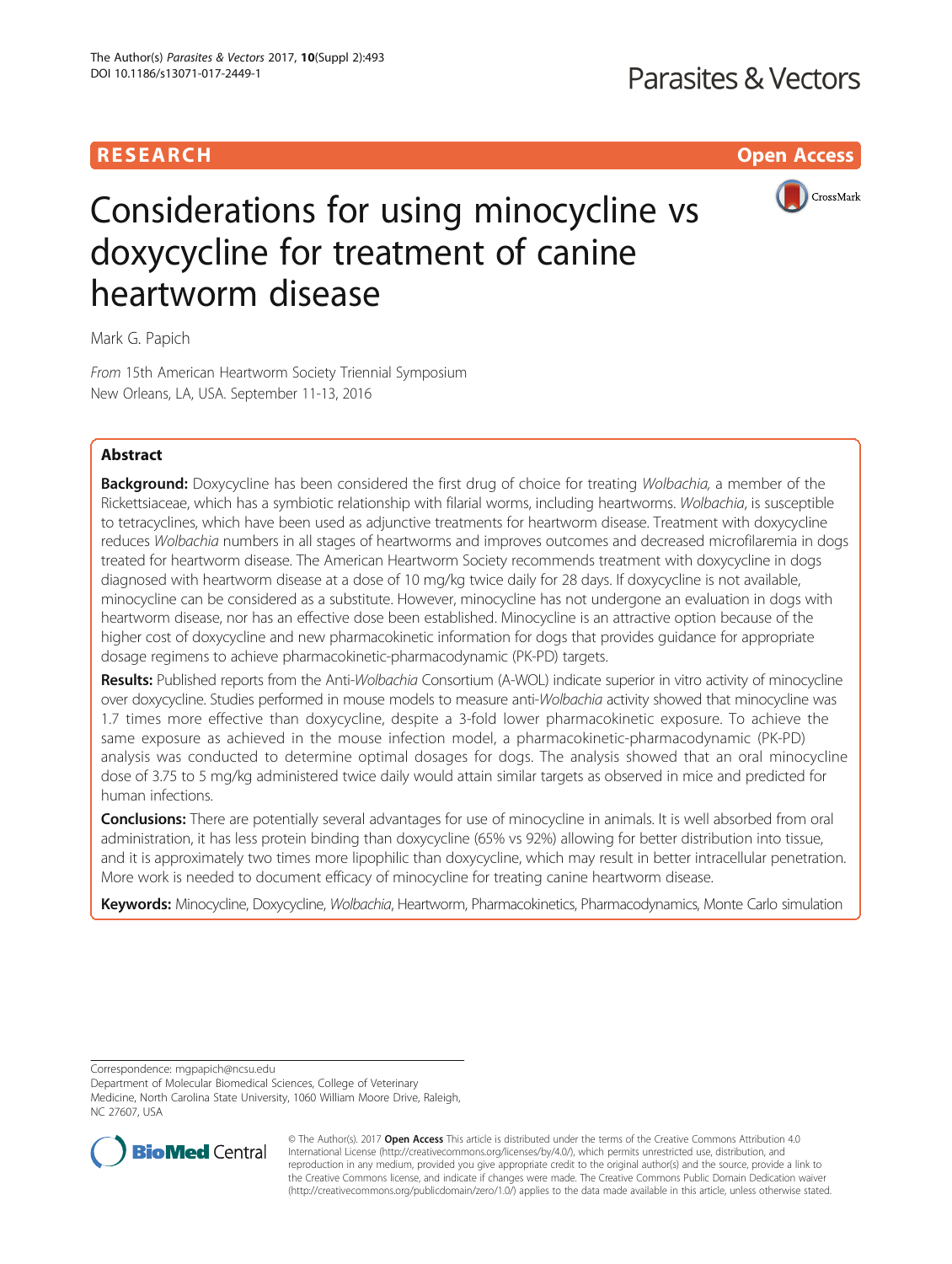RESEARCH

Open Access

# Considerations for using minocycline vs doxycycline for treatment of canine heartworm disease

Mark G. Papich

*From* 15th American Heartworm Society Triennial Symposium
New Orleans, LA, USA. September 11-13, 2016

## Abstract

**Background:** Doxycycline has been considered the first drug of choice for treating *Wolbachia,* a member of the Rickettsiaceae, which has a symbiotic relationship with filarial worms, including heartworms. *Wolbachia*, is susceptible to tetracyclines, which have been used as adjunctive treatments for heartworm disease. Treatment with doxycycline reduces *Wolbachia* numbers in all stages of heartworms and improves outcomes and decreased microfilaremia in dogs treated for heartworm disease. The American Heartworm Society recommends treatment with doxycycline in dogs diagnosed with heartworm disease at a dose of 10 mg/kg twice daily for 28 days. If doxycycline is not available, minocycline can be considered as a substitute. However, minocycline has not undergone an evaluation in dogs with heartworm disease, nor has an effective dose been established. Minocycline is an attractive option because of the higher cost of doxycycline and new pharmacokinetic information for dogs that provides guidance for appropriate dosage regimens to achieve pharmacokinetic-pharmacodynamic (PK-PD) targets.

**Results:** Published reports from the Anti-*Wolbachia* Consortium (A-WOL) indicate superior in vitro activity of minocycline over doxycycline. Studies performed in mouse models to measure anti-*Wolbachia* activity showed that minocycline was 1.7 times more effective than doxycycline, despite a 3-fold lower pharmacokinetic exposure. To achieve the same exposure as achieved in the mouse infection model, a pharmacokinetic-pharmacodynamic (PK-PD) analysis was conducted to determine optimal dosages for dogs. The analysis showed that an oral minocycline dose of 3.75 to 5 mg/kg administered twice daily would attain similar targets as observed in mice and predicted for human infections.

**Conclusions:** There are potentially several advantages for use of minocycline in animals. It is well absorbed from oral administration, it has less protein binding than doxycycline (65% vs 92%) allowing for better distribution into tissue, and it is approximately two times more lipophilic than doxycycline, which may result in better intracellular penetration. More work is needed to document efficacy of minocycline for treating canine heartworm disease.

**Keywords:** Minocycline, Doxycycline, *Wolbachia*, Heartworm, Pharmacokinetics, Pharmacodynamics, Monte Carlo simulation

Correspondence: mgpapich@ncsu.edu
Department of Molecular Biomedical Sciences, College of Veterinary Medicine, North Carolina State University, 1060 William Moore Drive, Raleigh, NC 27607, USA

© The Author(s). 2017 **Open Access** This article is distributed under the terms of the Creative Commons Attribution 4.0 International License (http://creativecommons.org/licenses/by/4.0/), which permits unrestricted use, distribution, and reproduction in any medium, provided you give appropriate credit to the original author(s) and the source, provide a link to the Creative Commons license, and indicate if changes were made. The Creative Commons Public Domain Dedication waiver (http://creativecommons.org/publicdomain/zero/1.0/) applies to the data made available in this article, unless otherwise stated.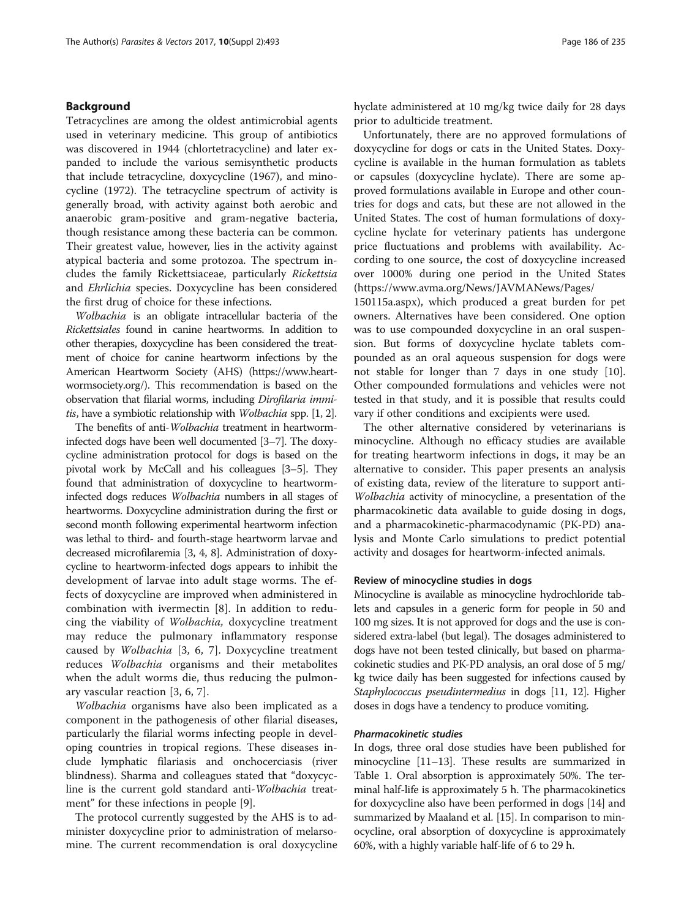## Background

Tetracyclines are among the oldest antimicrobial agents used in veterinary medicine. This group of antibiotics was discovered in 1944 (chlortetracycline) and later expanded to include the various semisynthetic products that include tetracycline, doxycycline (1967), and minocycline (1972). The tetracycline spectrum of activity is generally broad, with activity against both aerobic and anaerobic gram-positive and gram-negative bacteria, though resistance among these bacteria can be common. Their greatest value, however, lies in the activity against atypical bacteria and some protozoa. The spectrum includes the family Rickettsiaceae, particularly *Rickettsia* and *Ehrlichia* species. Doxycycline has been considered the first drug of choice for these infections.

*Wolbachia* is an obligate intracellular bacteria of the *Rickettsiales* found in canine heartworms. In addition to other therapies, doxycycline has been considered the treatment of choice for canine heartworm infections by the American Heartworm Society (AHS) (https://www.heartwormsociety.org/). This recommendation is based on the observation that filarial worms, including *Dirofilaria immitis*, have a symbiotic relationship with *Wolbachia* spp. [1, 2].

The benefits of anti-*Wolbachia* treatment in heartworm-infected dogs have been well documented [3–7]. The doxycycline administration protocol for dogs is based on the pivotal work by McCall and his colleagues [3–5]. They found that administration of doxycycline to heartworm-infected dogs reduces *Wolbachia* numbers in all stages of heartworms. Doxycycline administration during the first or second month following experimental heartworm infection was lethal to third- and fourth-stage heartworm larvae and decreased microfilaremia [3, 4, 8]. Administration of doxycycline to heartworm-infected dogs appears to inhibit the development of larvae into adult stage worms. The effects of doxycycline are improved when administered in combination with ivermectin [8]. In addition to reducing the viability of *Wolbachia,* doxycycline treatment may reduce the pulmonary inflammatory response caused by *Wolbachia* [3, 6, 7]. Doxycycline treatment reduces *Wolbachia* organisms and their metabolites when the adult worms die, thus reducing the pulmonary vascular reaction [3, 6, 7].

*Wolbachia* organisms have also been implicated as a component in the pathogenesis of other filarial diseases, particularly the filarial worms infecting people in developing countries in tropical regions. These diseases include lymphatic filariasis and onchocerciasis (river blindness). Sharma and colleagues stated that "doxycycline is the current gold standard anti-*Wolbachia* treatment" for these infections in people [9].

The protocol currently suggested by the AHS is to administer doxycycline prior to administration of melarsomine. The current recommendation is oral doxycycline hyclate administered at 10 mg/kg twice daily for 28 days prior to adulticide treatment.

Unfortunately, there are no approved formulations of doxycycline for dogs or cats in the United States. Doxycycline is available in the human formulation as tablets or capsules (doxycycline hyclate). There are some approved formulations available in Europe and other countries for dogs and cats, but these are not allowed in the United States. The cost of human formulations of doxycycline hyclate for veterinary patients has undergone price fluctuations and problems with availability. According to one source, the cost of doxycycline increased over 1000% during one period in the United States (https://www.avma.org/News/JAVMANews/Pages/150115a.aspx), which produced a great burden for pet owners. Alternatives have been considered. One option was to use compounded doxycycline in an oral suspension. But forms of doxycycline hyclate tablets compounded as an oral aqueous suspension for dogs were not stable for longer than 7 days in one study [10]. Other compounded formulations and vehicles were not tested in that study, and it is possible that results could vary if other conditions and excipients were used.

The other alternative considered by veterinarians is minocycline. Although no efficacy studies are available for treating heartworm infections in dogs, it may be an alternative to consider. This paper presents an analysis of existing data, review of the literature to support anti-*Wolbachia* activity of minocycline, a presentation of the pharmacokinetic data available to guide dosing in dogs, and a pharmacokinetic-pharmacodynamic (PK-PD) analysis and Monte Carlo simulations to predict potential activity and dosages for heartworm-infected animals.

### Review of minocycline studies in dogs

Minocycline is available as minocycline hydrochloride tablets and capsules in a generic form for people in 50 and 100 mg sizes. It is not approved for dogs and the use is considered extra-label (but legal). The dosages administered to dogs have not been tested clinically, but based on pharmacokinetic studies and PK-PD analysis, an oral dose of 5 mg/kg twice daily has been suggested for infections caused by *Staphylococcus pseudintermedius* in dogs [11, 12]. Higher doses in dogs have a tendency to produce vomiting.

#### *Pharmacokinetic studies*

In dogs, three oral dose studies have been published for minocycline [11–13]. These results are summarized in Table 1. Oral absorption is approximately 50%. The terminal half-life is approximately 5 h. The pharmacokinetics for doxycycline also have been performed in dogs [14] and summarized by Maaland et al. [15]. In comparison to minocycline, oral absorption of doxycycline is approximately 60%, with a highly variable half-life of 6 to 29 h.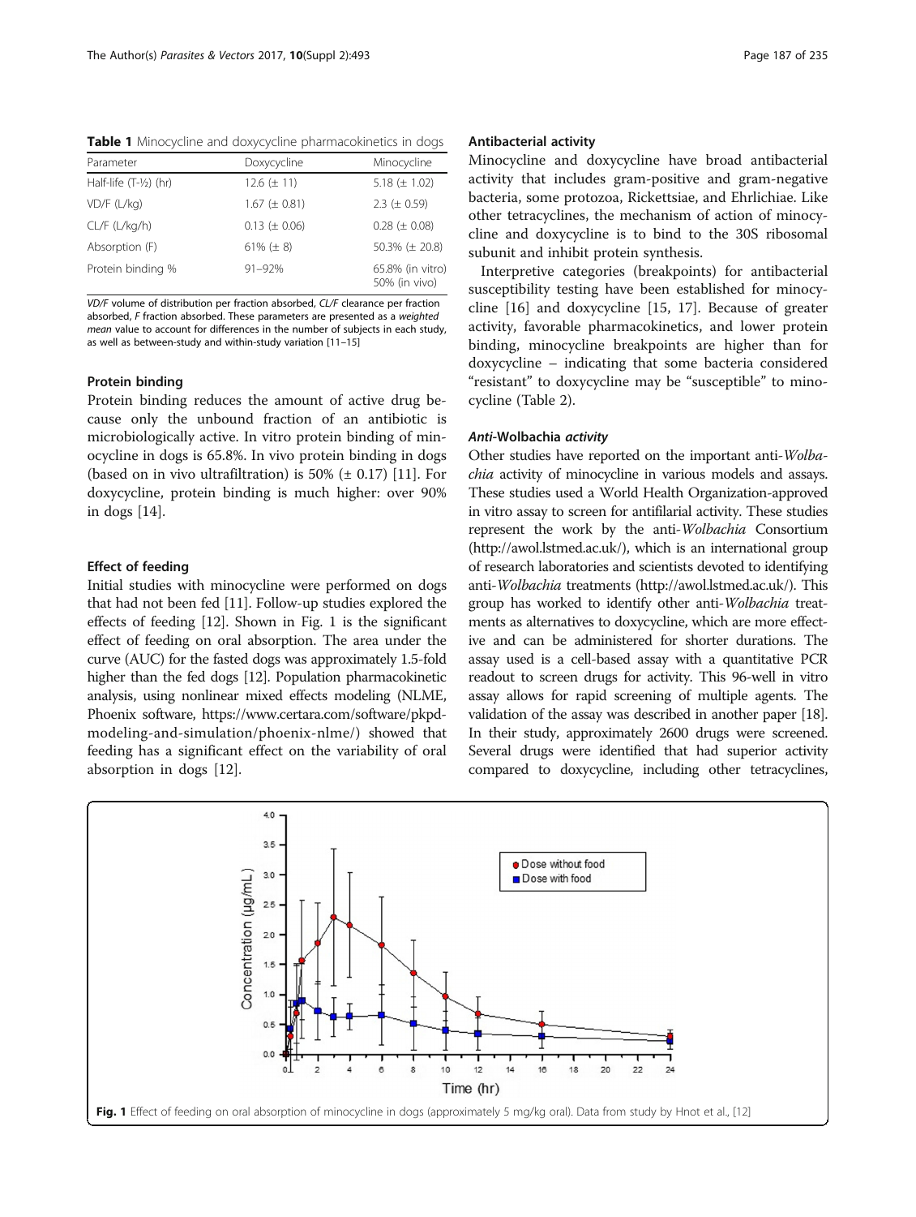**Table 1** Minocycline and doxycycline pharmacokinetics in dogs

| Parameter | Doxycycline | Minocycline |
| --- | --- | --- |
| Half-life (T-½) (hr) | 12.6 (± 11) | 5.18 (± 1.02) |
| VD/F (L/kg) | 1.67 (± 0.81) | 2.3 (± 0.59) |
| CL/F (L/kg/h) | 0.13 (± 0.06) | 0.28 (± 0.08) |
| Absorption (F) | 61% (± 8) | 50.3% (± 20.8) |
| Protein binding % | 91–92% | 65.8% (in vitro) 50% (in vivo) |

*VD/F* volume of distribution per fraction absorbed, *CL/F* clearance per fraction absorbed, *F* fraction absorbed. These parameters are presented as a *weighted mean* value to account for differences in the number of subjects in each study, as well as between-study and within-study variation [11–15]

### Protein binding

Protein binding reduces the amount of active drug because only the unbound fraction of an antibiotic is microbiologically active. In vitro protein binding of minocycline in dogs is 65.8%. In vivo protein binding in dogs (based on in vivo ultrafiltration) is 50% (± 0.17) [11]. For doxycycline, protein binding is much higher: over 90% in dogs [14].

### Effect of feeding

Initial studies with minocycline were performed on dogs that had not been fed [11]. Follow-up studies explored the effects of feeding [12]. Shown in Fig. 1 is the significant effect of feeding on oral absorption. The area under the curve (AUC) for the fasted dogs was approximately 1.5-fold higher than the fed dogs [12]. Population pharmacokinetic analysis, using nonlinear mixed effects modeling (NLME, Phoenix software, https://www.certara.com/software/pkpd-modeling-and-simulation/phoenix-nlme/) showed that feeding has a significant effect on the variability of oral absorption in dogs [12].

### Antibacterial activity

Minocycline and doxycycline have broad antibacterial activity that includes gram-positive and gram-negative bacteria, some protozoa, Rickettsiae, and Ehrlichiae. Like other tetracyclines, the mechanism of action of minocycline and doxycycline is to bind to the 30S ribosomal subunit and inhibit protein synthesis.

Interpretive categories (breakpoints) for antibacterial susceptibility testing have been established for minocycline [16] and doxycycline [15, 17]. Because of greater activity, favorable pharmacokinetics, and lower protein binding, minocycline breakpoints are higher than for doxycycline – indicating that some bacteria considered "resistant" to doxycycline may be "susceptible" to minocycline (Table 2).

### Anti-*Wolbachia* activity

Other studies have reported on the important anti-*Wolbachia* activity of minocycline in various models and assays. These studies used a World Health Organization-approved in vitro assay to screen for antifilarial activity. These studies represent the work by the anti-*Wolbachia* Consortium (http://awol.lstmed.ac.uk/), which is an international group of research laboratories and scientists devoted to identifying anti-*Wolbachia* treatments (http://awol.lstmed.ac.uk/). This group has worked to identify other anti-*Wolbachia* treatments as alternatives to doxycycline, which are more effective and can be administered for shorter durations. The assay used is a cell-based assay with a quantitative PCR readout to screen drugs for activity. This 96-well in vitro assay allows for rapid screening of multiple agents. The validation of the assay was described in another paper [18]. In their study, approximately 2600 drugs were screened. Several drugs were identified that had superior activity compared to doxycycline, including other tetracyclines,

**Fig. 1** Effect of feeding on oral absorption of minocycline in dogs (approximately 5 mg/kg oral). Data from study by Hnot et al., [12]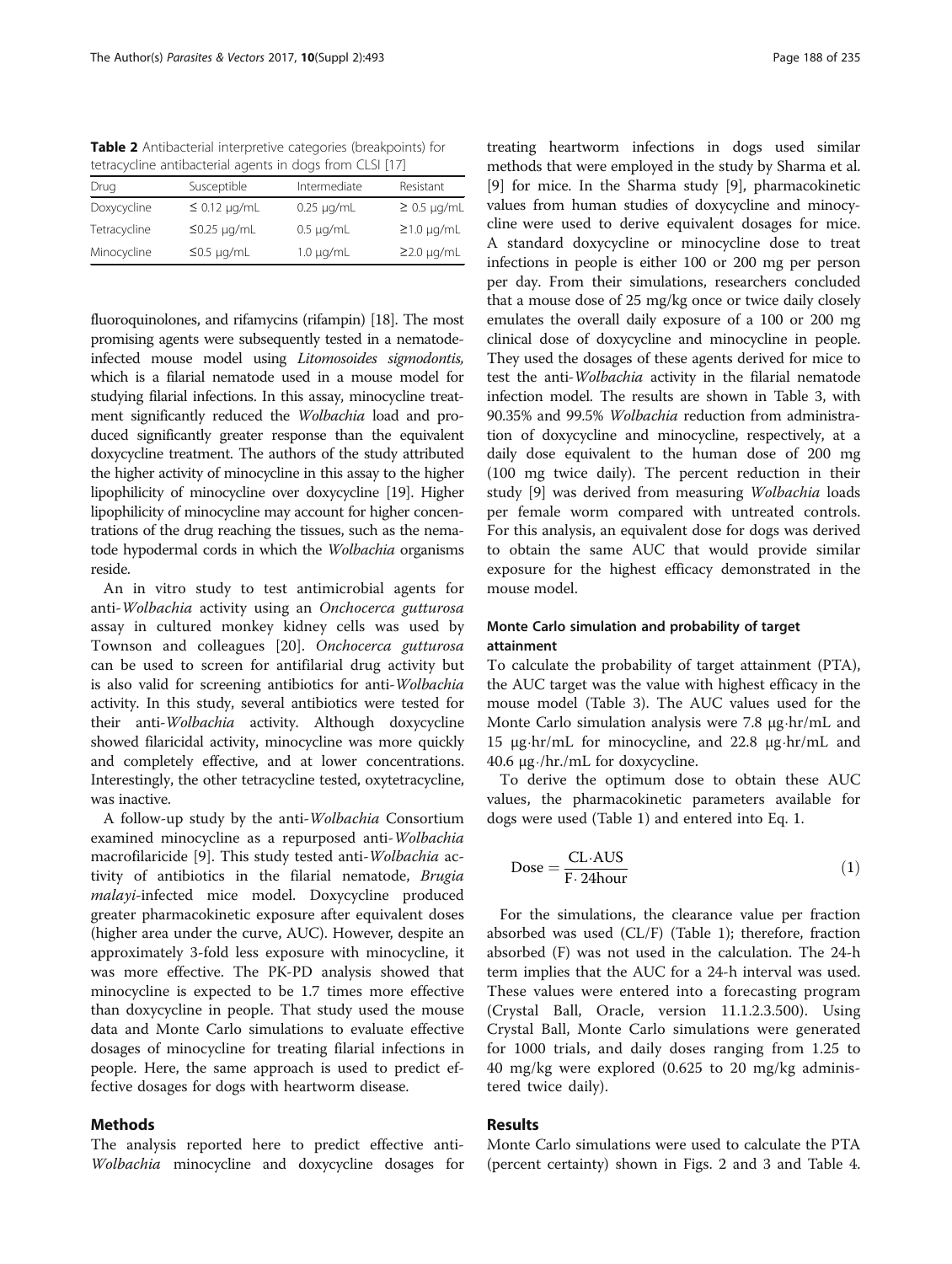**Table 2** Antibacterial interpretive categories (breakpoints) for tetracycline antibacterial agents in dogs from CLSI [17]

| Drug | Susceptible | Intermediate | Resistant |
| --- | --- | --- | --- |
| Doxycycline | ≤ 0.12 μg/mL | 0.25 μg/mL | ≥ 0.5 μg/mL |
| Tetracycline | ≤0.25 μg/mL | 0.5 μg/mL | ≥1.0 μg/mL |
| Minocycline | ≤0.5 μg/mL | 1.0 μg/mL | ≥2.0 μg/mL |

fluoroquinolones, and rifamycins (rifampin) [18]. The most promising agents were subsequently tested in a nematode-infected mouse model using *Litomosoides sigmodontis*, which is a filarial nematode used in a mouse model for studying filarial infections. In this assay, minocycline treatment significantly reduced the *Wolbachia* load and produced significantly greater response than the equivalent doxycycline treatment. The authors of the study attributed the higher activity of minocycline in this assay to the higher lipophilicity of minocycline over doxycycline [19]. Higher lipophilicity of minocycline may account for higher concentrations of the drug reaching the tissues, such as the nematode hypodermal cords in which the *Wolbachia* organisms reside.

An in vitro study to test antimicrobial agents for anti-*Wolbachia* activity using an *Onchocerca gutturosa* assay in cultured monkey kidney cells was used by Townson and colleagues [20]. *Onchocerca gutturosa* can be used to screen for antifilarial drug activity but is also valid for screening antibiotics for anti-*Wolbachia* activity. In this study, several antibiotics were tested for their anti-*Wolbachia* activity. Although doxycycline showed filaricidal activity, minocycline was more quickly and completely effective, and at lower concentrations. Interestingly, the other tetracycline tested, oxytetracycline, was inactive.

A follow-up study by the anti-*Wolbachia* Consortium examined minocycline as a repurposed anti-*Wolbachia* macrofilaricide [9]. This study tested anti-*Wolbachia* activity of antibiotics in the filarial nematode, *Brugia malayi*-infected mice model. Doxycycline produced greater pharmacokinetic exposure after equivalent doses (higher area under the curve, AUC). However, despite an approximately 3-fold less exposure with minocycline, it was more effective. The PK-PD analysis showed that minocycline is expected to be 1.7 times more effective than doxycycline in people. That study used the mouse data and Monte Carlo simulations to evaluate effective dosages of minocycline for treating filarial infections in people. Here, the same approach is used to predict effective dosages for dogs with heartworm disease.

## Methods

The analysis reported here to predict effective anti-*Wolbachia* minocycline and doxycycline dosages for treating heartworm infections in dogs used similar methods that were employed in the study by Sharma et al. [9] for mice. In the Sharma study [9], pharmacokinetic values from human studies of doxycycline and minocycline were used to derive equivalent dosages for mice. A standard doxycycline or minocycline dose to treat infections in people is either 100 or 200 mg per person per day. From their simulations, researchers concluded that a mouse dose of 25 mg/kg once or twice daily closely emulates the overall daily exposure of a 100 or 200 mg clinical dose of doxycycline and minocycline in people. They used the dosages of these agents derived for mice to test the anti-*Wolbachia* activity in the filarial nematode infection model. The results are shown in Table 3, with 90.35% and 99.5% *Wolbachia* reduction from administration of doxycycline and minocycline, respectively, at a daily dose equivalent to the human dose of 200 mg (100 mg twice daily). The percent reduction in their study [9] was derived from measuring *Wolbachia* loads per female worm compared with untreated controls. For this analysis, an equivalent dose for dogs was derived to obtain the same AUC that would provide similar exposure for the highest efficacy demonstrated in the mouse model.

### Monte Carlo simulation and probability of target attainment

To calculate the probability of target attainment (PTA), the AUC target was the value with highest efficacy in the mouse model (Table 3). The AUC values used for the Monte Carlo simulation analysis were 7.8 μg·hr/mL and 15 μg·hr/mL for minocycline, and 22.8 μg·hr/mL and 40.6 μg·/hr./mL for doxycycline.

To derive the optimum dose to obtain these AUC values, the pharmacokinetic parameters available for dogs were used (Table 1) and entered into Eq. 1.

$$\text{Dose} = \frac{\text{CL}\cdot\text{AUS}}{\text{F}\cdot\text{24hour}} \tag{1}$$

For the simulations, the clearance value per fraction absorbed was used (CL/F) (Table 1); therefore, fraction absorbed (F) was not used in the calculation. The 24-h term implies that the AUC for a 24-h interval was used. These values were entered into a forecasting program (Crystal Ball, Oracle, version 11.1.2.3.500). Using Crystal Ball, Monte Carlo simulations were generated for 1000 trials, and daily doses ranging from 1.25 to 40 mg/kg were explored (0.625 to 20 mg/kg administered twice daily).

## Results

Monte Carlo simulations were used to calculate the PTA (percent certainty) shown in Figs. 2 and 3 and Table 4.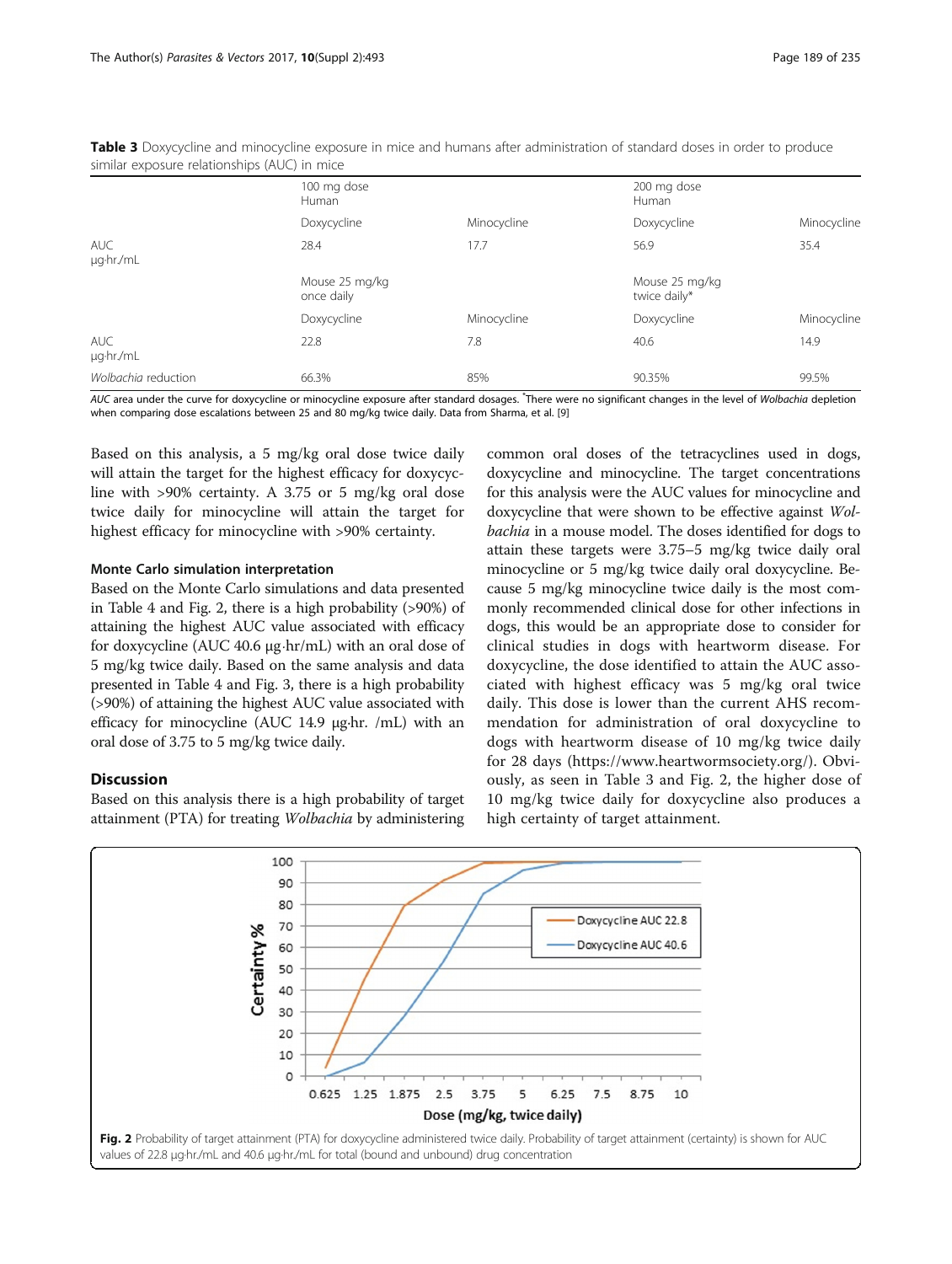**Table 3** Doxycycline and minocycline exposure in mice and humans after administration of standard doses in order to produce similar exposure relationships (AUC) in mice

| | 100 mg dose Human | | 200 mg dose Human | |
|---|---|---|---|---|
| | Doxycycline | Minocycline | Doxycycline | Minocycline |
| AUC µg·hr./mL | 28.4 | 17.7 | 56.9 | 35.4 |
| | Mouse 25 mg/kg once daily | | Mouse 25 mg/kg twice daily* | |
| | Doxycycline | Minocycline | Doxycycline | Minocycline |
| AUC µg·hr./mL | 22.8 | 7.8 | 40.6 | 14.9 |
| *Wolbachia* reduction | 66.3% | 85% | 90.35% | 99.5% |

*AUC* area under the curve for doxycycline or minocycline exposure after standard dosages. *There were no significant changes in the level of *Wolbachia* depletion when comparing dose escalations between 25 and 80 mg/kg twice daily. Data from Sharma, et al. [9]

Based on this analysis, a 5 mg/kg oral dose twice daily will attain the target for the highest efficacy for doxycycline with >90% certainty. A 3.75 or 5 mg/kg oral dose twice daily for minocycline will attain the target for highest efficacy for minocycline with >90% certainty.

#### Monte Carlo simulation interpretation

Based on the Monte Carlo simulations and data presented in Table 4 and Fig. 2, there is a high probability (>90%) of attaining the highest AUC value associated with efficacy for doxycycline (AUC 40.6 μg·hr/mL) with an oral dose of 5 mg/kg twice daily. Based on the same analysis and data presented in Table 4 and Fig. 3, there is a high probability (>90%) of attaining the highest AUC value associated with efficacy for minocycline (AUC 14.9 μg·hr. /mL) with an oral dose of 3.75 to 5 mg/kg twice daily.

## Discussion

Based on this analysis there is a high probability of target attainment (PTA) for treating *Wolbachia* by administering common oral doses of the tetracyclines used in dogs, doxycycline and minocycline. The target concentrations for this analysis were the AUC values for minocycline and doxycycline that were shown to be effective against *Wolbachia* in a mouse model. The doses identified for dogs to attain these targets were 3.75–5 mg/kg twice daily oral minocycline or 5 mg/kg twice daily oral doxycycline. Because 5 mg/kg minocycline twice daily is the most commonly recommended clinical dose for other infections in dogs, this would be an appropriate dose to consider for clinical studies in dogs with heartworm disease. For doxycycline, the dose identified to attain the AUC associated with highest efficacy was 5 mg/kg oral twice daily. This dose is lower than the current AHS recommendation for administration of oral doxycycline to dogs with heartworm disease of 10 mg/kg twice daily for 28 days (https://www.heartwormsociety.org/). Obviously, as seen in Table 3 and Fig. 2, the higher dose of 10 mg/kg twice daily for doxycycline also produces a high certainty of target attainment.

**Fig. 2** Probability of target attainment (PTA) for doxycycline administered twice daily. Probability of target attainment (certainty) is shown for AUC values of 22.8 μg·hr./mL and 40.6 μg·hr./mL for total (bound and unbound) drug concentration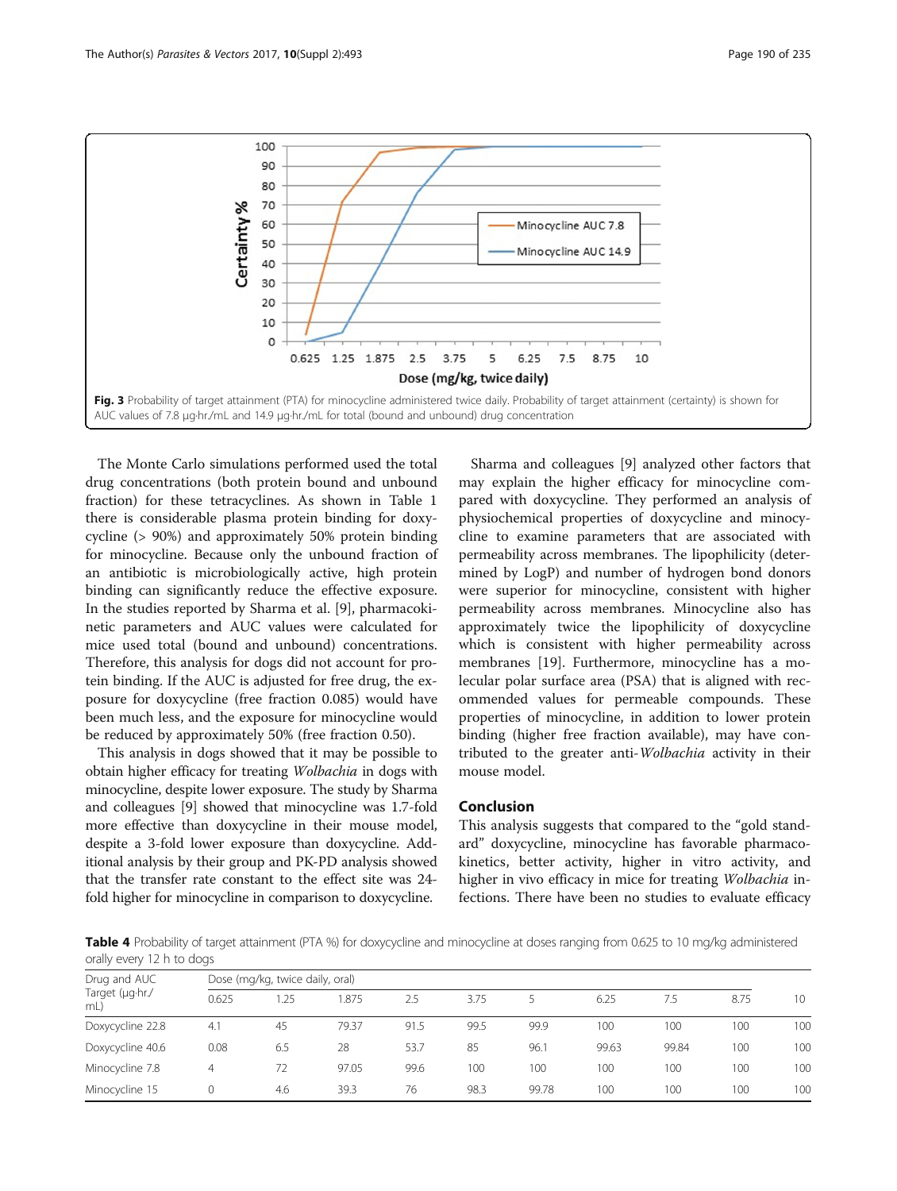Fig. 3 Probability of target attainment (PTA) for minocycline administered twice daily. Probability of target attainment (certainty) is shown for AUC values of 7.8 μg·hr./mL and 14.9 μg·hr./mL for total (bound and unbound) drug concentration

The Monte Carlo simulations performed used the total drug concentrations (both protein bound and unbound fraction) for these tetracyclines. As shown in Table 1 there is considerable plasma protein binding for doxycycline (> 90%) and approximately 50% protein binding for minocycline. Because only the unbound fraction of an antibiotic is microbiologically active, high protein binding can significantly reduce the effective exposure. In the studies reported by Sharma et al. [9], pharmacokinetic parameters and AUC values were calculated for mice used total (bound and unbound) concentrations. Therefore, this analysis for dogs did not account for protein binding. If the AUC is adjusted for free drug, the exposure for doxycycline (free fraction 0.085) would have been much less, and the exposure for minocycline would be reduced by approximately 50% (free fraction 0.50).

This analysis in dogs showed that it may be possible to obtain higher efficacy for treating *Wolbachia* in dogs with minocycline, despite lower exposure. The study by Sharma and colleagues [9] showed that minocycline was 1.7-fold more effective than doxycycline in their mouse model, despite a 3-fold lower exposure than doxycycline. Additional analysis by their group and PK-PD analysis showed that the transfer rate constant to the effect site was 24-fold higher for minocycline in comparison to doxycycline.

Sharma and colleagues [9] analyzed other factors that may explain the higher efficacy for minocycline compared with doxycycline. They performed an analysis of physiochemical properties of doxycycline and minocycline to examine parameters that are associated with permeability across membranes. The lipophilicity (determined by LogP) and number of hydrogen bond donors were superior for minocycline, consistent with higher permeability across membranes. Minocycline also has approximately twice the lipophilicity of doxycycline which is consistent with higher permeability across membranes [19]. Furthermore, minocycline has a molecular polar surface area (PSA) that is aligned with recommended values for permeable compounds. These properties of minocycline, in addition to lower protein binding (higher free fraction available), may have contributed to the greater anti-*Wolbachia* activity in their mouse model.

## Conclusion

This analysis suggests that compared to the "gold standard" doxycycline, minocycline has favorable pharmacokinetics, better activity, higher in vitro activity, and higher in vivo efficacy in mice for treating *Wolbachia* infections. There have been no studies to evaluate efficacy

**Table 4** Probability of target attainment (PTA %) for doxycycline and minocycline at doses ranging from 0.625 to 10 mg/kg administered orally every 12 h to dogs

| Drug and AUC Target (μg·hr./mL) | Dose (mg/kg, twice daily, oral) | | | | | | | | | |
|---|---|---|---|---|---|---|---|---|---|---|
| | 0.625 | 1.25 | 1.875 | 2.5 | 3.75 | 5 | 6.25 | 7.5 | 8.75 | 10 |
| Doxycycline 22.8 | 4.1 | 45 | 79.37 | 91.5 | 99.5 | 99.9 | 100 | 100 | 100 | 100 |
| Doxycycline 40.6 | 0.08 | 6.5 | 28 | 53.7 | 85 | 96.1 | 99.63 | 99.84 | 100 | 100 |
| Minocycline 7.8 | 4 | 72 | 97.05 | 99.6 | 100 | 100 | 100 | 100 | 100 | 100 |
| Minocycline 15 | 0 | 4.6 | 39.3 | 76 | 98.3 | 99.78 | 100 | 100 | 100 | 100 |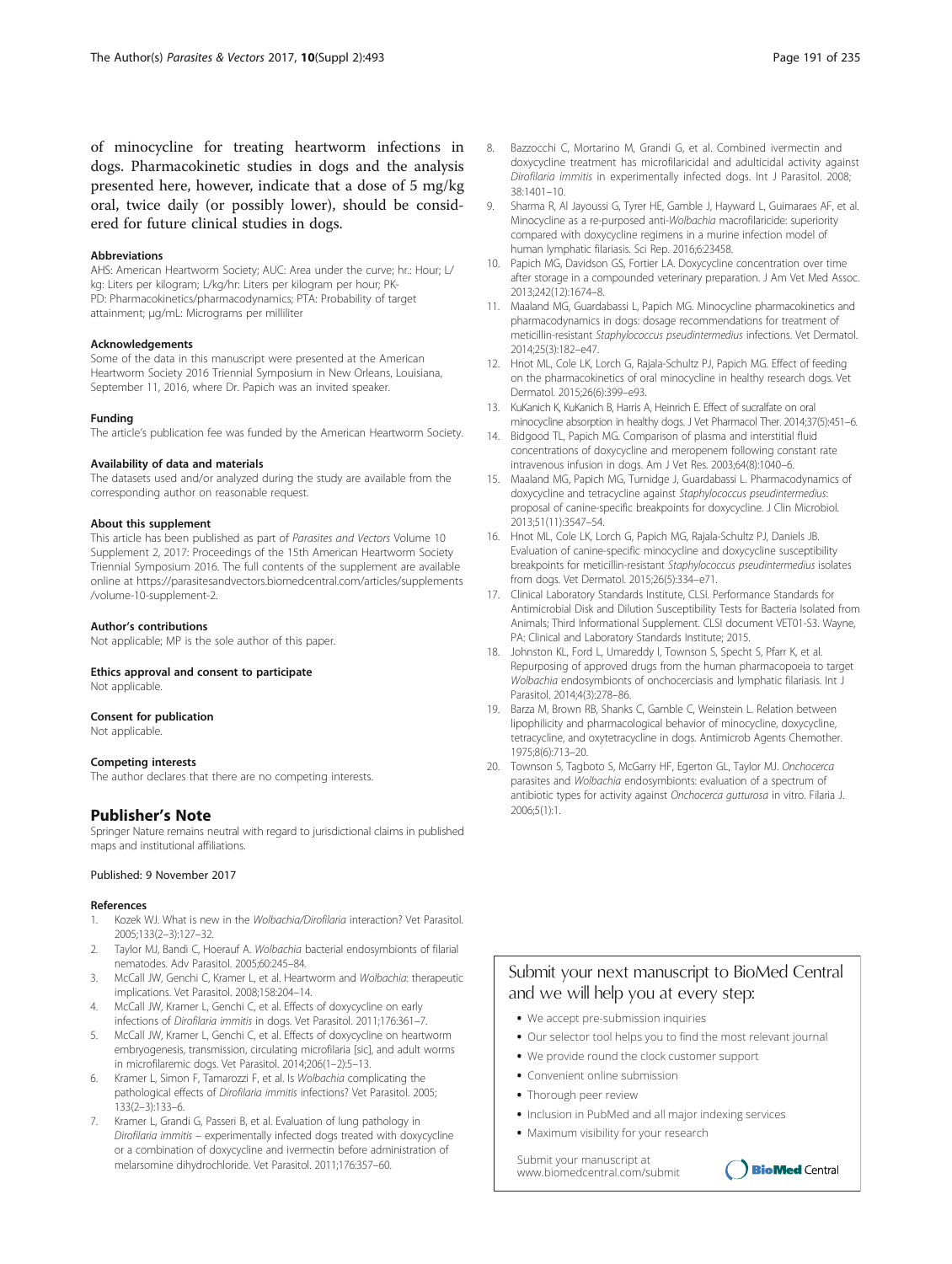of minocycline for treating heartworm infections in dogs. Pharmacokinetic studies in dogs and the analysis presented here, however, indicate that a dose of 5 mg/kg oral, twice daily (or possibly lower), should be considered for future clinical studies in dogs.

#### Abbreviations

AHS: American Heartworm Society; AUC: Area under the curve; hr.: Hour; L/kg: Liters per kilogram; L/kg/hr: Liters per kilogram per hour; PK-PD: Pharmacokinetics/pharmacodynamics; PTA: Probability of target attainment; μg/mL: Micrograms per milliliter

#### Acknowledgements

Some of the data in this manuscript were presented at the American Heartworm Society 2016 Triennial Symposium in New Orleans, Louisiana, September 11, 2016, where Dr. Papich was an invited speaker.

#### Funding

The article's publication fee was funded by the American Heartworm Society.

#### Availability of data and materials

The datasets used and/or analyzed during the study are available from the corresponding author on reasonable request.

#### About this supplement

This article has been published as part of *Parasites and Vectors* Volume 10 Supplement 2, 2017: Proceedings of the 15th American Heartworm Society Triennial Symposium 2016. The full contents of the supplement are available online at https://parasitesandvectors.biomedcentral.com/articles/supplements/volume-10-supplement-2.

#### Author's contributions

Not applicable; MP is the sole author of this paper.

#### Ethics approval and consent to participate

Not applicable.

#### Consent for publication

Not applicable.

#### Competing interests

The author declares that there are no competing interests.

## Publisher's Note

Springer Nature remains neutral with regard to jurisdictional claims in published maps and institutional affiliations.

Published: 9 November 2017

#### References

1. Kozek WJ. What is new in the *Wolbachia/Dirofilaria* interaction? Vet Parasitol. 2005;133(2–3):127–32.
2. Taylor MJ, Bandi C, Hoerauf A. *Wolbachia* bacterial endosymbionts of filarial nematodes. Adv Parasitol. 2005;60:245–84.
3. McCall JW, Genchi C, Kramer L, et al. Heartworm and *Wolbachia*: therapeutic implications. Vet Parasitol. 2008;158:204–14.
4. McCall JW, Kramer L, Genchi C, et al. Effects of doxycycline on early infections of *Dirofilaria immitis* in dogs. Vet Parasitol. 2011;176:361–7.
5. McCall JW, Kramer L, Genchi C, et al. Effects of doxycycline on heartworm embryogenesis, transmission, circulating microfilaria [sic], and adult worms in microfilaremic dogs. Vet Parasitol. 2014;206(1–2):5–13.
6. Kramer L, Simon F, Tamarozzi F, et al. Is *Wolbachia* complicating the pathological effects of *Dirofilaria immitis* infections? Vet Parasitol. 2005;133(2–3):133–6.
7. Kramer L, Grandi G, Passeri B, et al. Evaluation of lung pathology in *Dirofilaria immitis* – experimentally infected dogs treated with doxycycline or a combination of doxycycline and ivermectin before administration of melarsomine dihydrochloride. Vet Parasitol. 2011;176:357–60.
8. Bazzocchi C, Mortarino M, Grandi G, et al. Combined ivermectin and doxycycline treatment has microfilaricidal and adulticidal activity against *Dirofilaria immitis* in experimentally infected dogs. Int J Parasitol. 2008;38:1401–10.
9. Sharma R, Al Jayoussi G, Tyrer HE, Gamble J, Hayward L, Guimaraes AF, et al. Minocycline as a re-purposed anti-*Wolbachia* macrofilaricide: superiority compared with doxycycline regimens in a murine infection model of human lymphatic filariasis. Sci Rep. 2016;6:23458.
10. Papich MG, Davidson GS, Fortier LA. Doxycycline concentration over time after storage in a compounded veterinary preparation. J Am Vet Med Assoc. 2013;242(12):1674–8.
11. Maaland MG, Guardabassi L, Papich MG. Minocycline pharmacokinetics and pharmacodynamics in dogs: dosage recommendations for treatment of meticillin-resistant *Staphylococcus pseudintermedius* infections. Vet Dermatol. 2014;25(3):182–e47.
12. Hnot ML, Cole LK, Lorch G, Rajala-Schultz PJ, Papich MG. Effect of feeding on the pharmacokinetics of oral minocycline in healthy research dogs. Vet Dermatol. 2015;26(6):399–e93.
13. KuKanich K, KuKanich B, Harris A, Heinrich E. Effect of sucralfate on oral minocycline absorption in healthy dogs. J Vet Pharmacol Ther. 2014;37(5):451–6.
14. Bidgood TL, Papich MG. Comparison of plasma and interstitial fluid concentrations of doxycycline and meropenem following constant rate intravenous infusion in dogs. Am J Vet Res. 2003;64(8):1040–6.
15. Maaland MG, Papich MG, Turnidge J, Guardabassi L. Pharmacodynamics of doxycycline and tetracycline against *Staphylococcus pseudintermedius*: proposal of canine-specific breakpoints for doxycycline. J Clin Microbiol. 2013;51(11):3547–54.
16. Hnot ML, Cole LK, Lorch G, Papich MG, Rajala-Schultz PJ, Daniels JB. Evaluation of canine-specific minocycline and doxycycline susceptibility breakpoints for meticillin-resistant *Staphylococcus pseudintermedius* isolates from dogs. Vet Dermatol. 2015;26(5):334–e71.
17. Clinical Laboratory Standards Institute, CLSI. Performance Standards for Antimicrobial Disk and Dilution Susceptibility Tests for Bacteria Isolated from Animals; Third Informational Supplement. CLSI document VET01-S3. Wayne, PA: Clinical and Laboratory Standards Institute; 2015.
18. Johnston KL, Ford L, Umareddy I, Townson S, Specht S, Pfarr K, et al. Repurposing of approved drugs from the human pharmacopoeia to target *Wolbachia* endosymbionts of onchocerciasis and lymphatic filariasis. Int J Parasitol. 2014;4(3):278–86.
19. Barza M, Brown RB, Shanks C, Gamble C, Weinstein L. Relation between lipophilicity and pharmacological behavior of minocycline, doxycycline, tetracycline, and oxytetracycline in dogs. Antimicrob Agents Chemother. 1975;8(6):713–20.
20. Townson S, Tagboto S, McGarry HF, Egerton GL, Taylor MJ. *Onchocerca* parasites and *Wolbachia* endosymbionts: evaluation of a spectrum of antibiotic types for activity against *Onchocerca gutturosa* in vitro. Filaria J. 2006;5(1):1.

Submit your next manuscript to BioMed Central and we will help you at every step:

- We accept pre-submission inquiries
- Our selector tool helps you to find the most relevant journal
- We provide round the clock customer support
- Convenient online submission
- Thorough peer review
- Inclusion in PubMed and all major indexing services
- Maximum visibility for your research

Submit your manuscript at www.biomedcentral.com/submit

BioMed Central